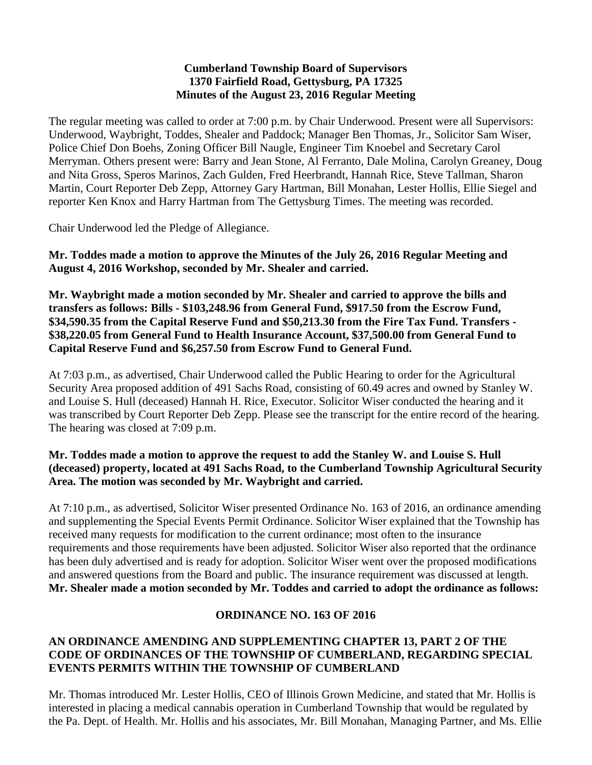**Cumberland Township Board of Supervisors**
**1370 Fairfield Road, Gettysburg, PA 17325**
**Minutes of the August 23, 2016 Regular Meeting**

The regular meeting was called to order at 7:00 p.m. by Chair Underwood. Present were all Supervisors: Underwood, Waybright, Toddes, Shealer and Paddock; Manager Ben Thomas, Jr., Solicitor Sam Wiser, Police Chief Don Boehs, Zoning Officer Bill Naugle, Engineer Tim Knoebel and Secretary Carol Merryman. Others present were: Barry and Jean Stone, Al Ferranto, Dale Molina, Carolyn Greaney, Doug and Nita Gross, Speros Marinos, Zach Gulden, Fred Heerbrandt, Hannah Rice, Steve Tallman, Sharon Martin, Court Reporter Deb Zepp, Attorney Gary Hartman, Bill Monahan, Lester Hollis, Ellie Siegel and reporter Ken Knox and Harry Hartman from The Gettysburg Times. The meeting was recorded.

Chair Underwood led the Pledge of Allegiance.

**Mr. Toddes made a motion to approve the Minutes of the July 26, 2016 Regular Meeting and August 4, 2016 Workshop, seconded by Mr. Shealer and carried.**

**Mr. Waybright made a motion seconded by Mr. Shealer and carried to approve the bills and transfers as follows: Bills - $103,248.96 from General Fund, $917.50 from the Escrow Fund, $34,590.35 from the Capital Reserve Fund and $50,213.30 from the Fire Tax Fund. Transfers - $38,220.05 from General Fund to Health Insurance Account, $37,500.00 from General Fund to Capital Reserve Fund and $6,257.50 from Escrow Fund to General Fund.**

At 7:03 p.m., as advertised, Chair Underwood called the Public Hearing to order for the Agricultural Security Area proposed addition of 491 Sachs Road, consisting of 60.49 acres and owned by Stanley W. and Louise S. Hull (deceased) Hannah H. Rice, Executor. Solicitor Wiser conducted the hearing and it was transcribed by Court Reporter Deb Zepp. Please see the transcript for the entire record of the hearing. The hearing was closed at 7:09 p.m.

**Mr. Toddes made a motion to approve the request to add the Stanley W. and Louise S. Hull (deceased) property, located at 491 Sachs Road, to the Cumberland Township Agricultural Security Area. The motion was seconded by Mr. Waybright and carried.**

At 7:10 p.m., as advertised, Solicitor Wiser presented Ordinance No. 163 of 2016, an ordinance amending and supplementing the Special Events Permit Ordinance. Solicitor Wiser explained that the Township has received many requests for modification to the current ordinance; most often to the insurance requirements and those requirements have been adjusted. Solicitor Wiser also reported that the ordinance has been duly advertised and is ready for adoption. Solicitor Wiser went over the proposed modifications and answered questions from the Board and public. The insurance requirement was discussed at length. **Mr. Shealer made a motion seconded by Mr. Toddes and carried to adopt the ordinance as follows:**

**ORDINANCE NO. 163 OF 2016**

**AN ORDINANCE AMENDING AND SUPPLEMENTING CHAPTER 13, PART 2 OF THE CODE OF ORDINANCES OF THE TOWNSHIP OF CUMBERLAND, REGARDING SPECIAL EVENTS PERMITS WITHIN THE TOWNSHIP OF CUMBERLAND**

Mr. Thomas introduced Mr. Lester Hollis, CEO of Illinois Grown Medicine, and stated that Mr. Hollis is interested in placing a medical cannabis operation in Cumberland Township that would be regulated by the Pa. Dept. of Health. Mr. Hollis and his associates, Mr. Bill Monahan, Managing Partner, and Ms. Ellie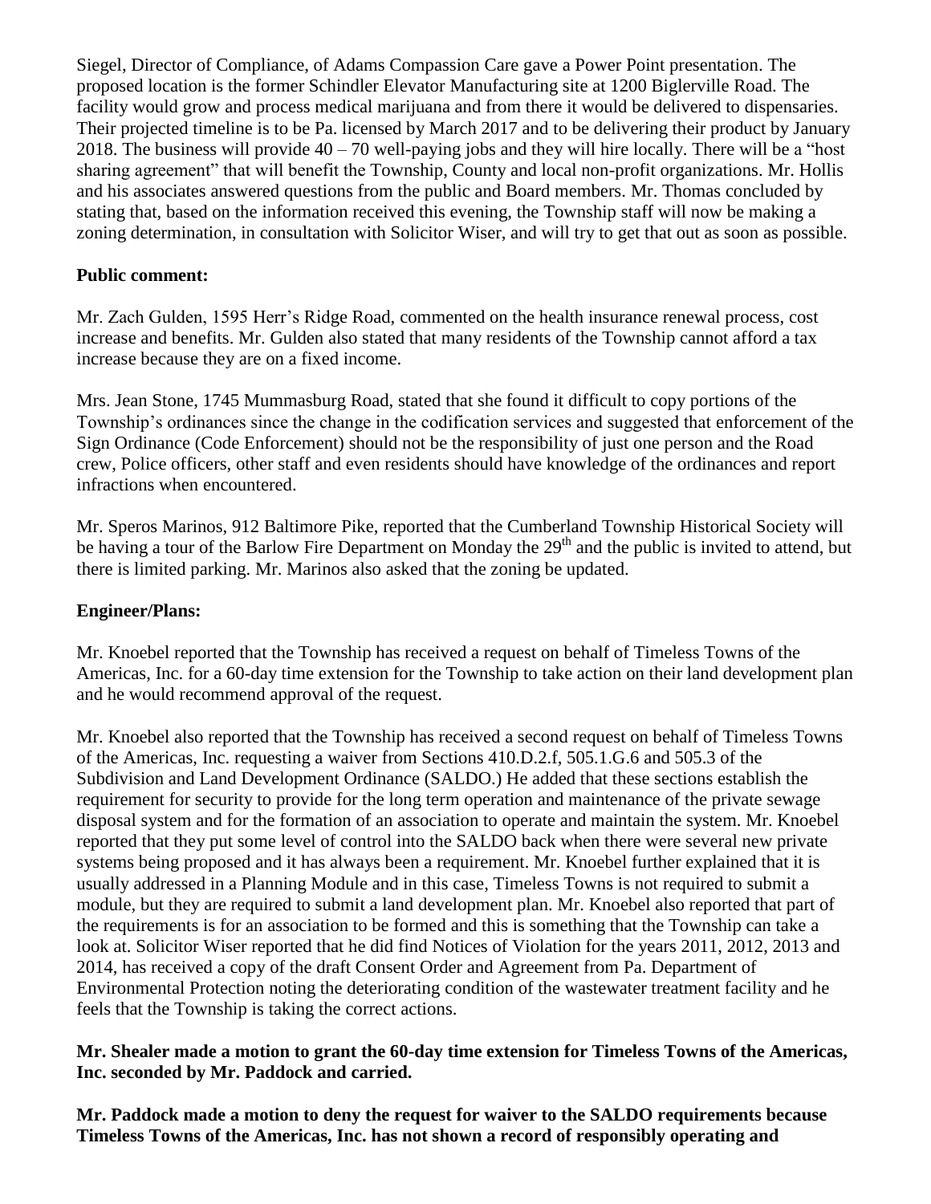Siegel, Director of Compliance, of Adams Compassion Care gave a Power Point presentation. The proposed location is the former Schindler Elevator Manufacturing site at 1200 Biglerville Road. The facility would grow and process medical marijuana and from there it would be delivered to dispensaries. Their projected timeline is to be Pa. licensed by March 2017 and to be delivering their product by January 2018. The business will provide 40 – 70 well-paying jobs and they will hire locally. There will be a "host sharing agreement" that will benefit the Township, County and local non-profit organizations. Mr. Hollis and his associates answered questions from the public and Board members. Mr. Thomas concluded by stating that, based on the information received this evening, the Township staff will now be making a zoning determination, in consultation with Solicitor Wiser, and will try to get that out as soon as possible.

**Public comment:**

Mr. Zach Gulden, 1595 Herr's Ridge Road, commented on the health insurance renewal process, cost increase and benefits. Mr. Gulden also stated that many residents of the Township cannot afford a tax increase because they are on a fixed income.

Mrs. Jean Stone, 1745 Mummasburg Road, stated that she found it difficult to copy portions of the Township's ordinances since the change in the codification services and suggested that enforcement of the Sign Ordinance (Code Enforcement) should not be the responsibility of just one person and the Road crew, Police officers, other staff and even residents should have knowledge of the ordinances and report infractions when encountered.

Mr. Speros Marinos, 912 Baltimore Pike, reported that the Cumberland Township Historical Society will be having a tour of the Barlow Fire Department on Monday the 29th and the public is invited to attend, but there is limited parking. Mr. Marinos also asked that the zoning be updated.

**Engineer/Plans:**

Mr. Knoebel reported that the Township has received a request on behalf of Timeless Towns of the Americas, Inc. for a 60-day time extension for the Township to take action on their land development plan and he would recommend approval of the request.

Mr. Knoebel also reported that the Township has received a second request on behalf of Timeless Towns of the Americas, Inc. requesting a waiver from Sections 410.D.2.f, 505.1.G.6 and 505.3 of the Subdivision and Land Development Ordinance (SALDO.) He added that these sections establish the requirement for security to provide for the long term operation and maintenance of the private sewage disposal system and for the formation of an association to operate and maintain the system. Mr. Knoebel reported that they put some level of control into the SALDO back when there were several new private systems being proposed and it has always been a requirement. Mr. Knoebel further explained that it is usually addressed in a Planning Module and in this case, Timeless Towns is not required to submit a module, but they are required to submit a land development plan. Mr. Knoebel also reported that part of the requirements is for an association to be formed and this is something that the Township can take a look at. Solicitor Wiser reported that he did find Notices of Violation for the years 2011, 2012, 2013 and 2014, has received a copy of the draft Consent Order and Agreement from Pa. Department of Environmental Protection noting the deteriorating condition of the wastewater treatment facility and he feels that the Township is taking the correct actions.

**Mr. Shealer made a motion to grant the 60-day time extension for Timeless Towns of the Americas, Inc. seconded by Mr. Paddock and carried.**

**Mr. Paddock made a motion to deny the request for waiver to the SALDO requirements because Timeless Towns of the Americas, Inc. has not shown a record of responsibly operating and**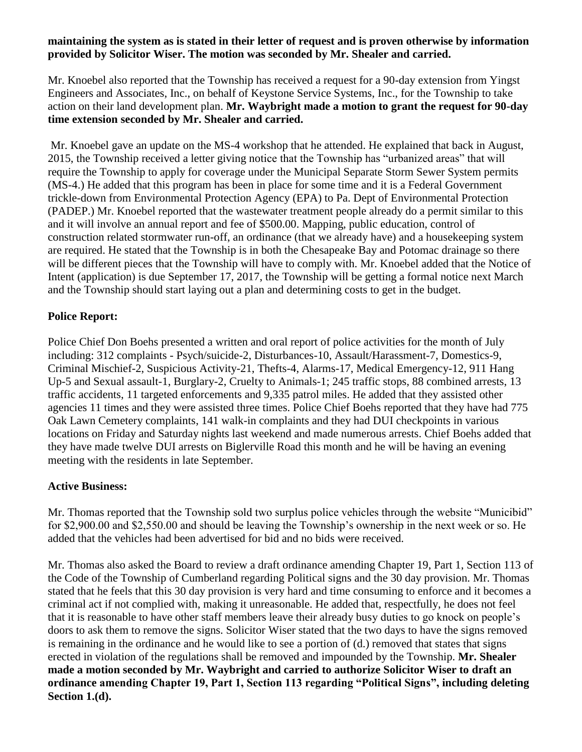**maintaining the system as is stated in their letter of request and is proven otherwise by information provided by Solicitor Wiser. The motion was seconded by Mr. Shealer and carried.**

Mr. Knoebel also reported that the Township has received a request for a 90-day extension from Yingst Engineers and Associates, Inc., on behalf of Keystone Service Systems, Inc., for the Township to take action on their land development plan. **Mr. Waybright made a motion to grant the request for 90-day time extension seconded by Mr. Shealer and carried.**

Mr. Knoebel gave an update on the MS-4 workshop that he attended. He explained that back in August, 2015, the Township received a letter giving notice that the Township has "urbanized areas" that will require the Township to apply for coverage under the Municipal Separate Storm Sewer System permits (MS-4.) He added that this program has been in place for some time and it is a Federal Government trickle-down from Environmental Protection Agency (EPA) to Pa. Dept of Environmental Protection (PADEP.) Mr. Knoebel reported that the wastewater treatment people already do a permit similar to this and it will involve an annual report and fee of $500.00. Mapping, public education, control of construction related stormwater run-off, an ordinance (that we already have) and a housekeeping system are required. He stated that the Township is in both the Chesapeake Bay and Potomac drainage so there will be different pieces that the Township will have to comply with. Mr. Knoebel added that the Notice of Intent (application) is due September 17, 2017, the Township will be getting a formal notice next March and the Township should start laying out a plan and determining costs to get in the budget.

**Police Report:**

Police Chief Don Boehs presented a written and oral report of police activities for the month of July including: 312 complaints - Psych/suicide-2, Disturbances-10, Assault/Harassment-7, Domestics-9, Criminal Mischief-2, Suspicious Activity-21, Thefts-4, Alarms-17, Medical Emergency-12, 911 Hang Up-5 and Sexual assault-1, Burglary-2, Cruelty to Animals-1; 245 traffic stops, 88 combined arrests, 13 traffic accidents, 11 targeted enforcements and 9,335 patrol miles. He added that they assisted other agencies 11 times and they were assisted three times. Police Chief Boehs reported that they have had 775 Oak Lawn Cemetery complaints, 141 walk-in complaints and they had DUI checkpoints in various locations on Friday and Saturday nights last weekend and made numerous arrests. Chief Boehs added that they have made twelve DUI arrests on Biglerville Road this month and he will be having an evening meeting with the residents in late September.

**Active Business:**

Mr. Thomas reported that the Township sold two surplus police vehicles through the website "Municibid" for $2,900.00 and $2,550.00 and should be leaving the Township's ownership in the next week or so. He added that the vehicles had been advertised for bid and no bids were received.

Mr. Thomas also asked the Board to review a draft ordinance amending Chapter 19, Part 1, Section 113 of the Code of the Township of Cumberland regarding Political signs and the 30 day provision. Mr. Thomas stated that he feels that this 30 day provision is very hard and time consuming to enforce and it becomes a criminal act if not complied with, making it unreasonable. He added that, respectfully, he does not feel that it is reasonable to have other staff members leave their already busy duties to go knock on people's doors to ask them to remove the signs. Solicitor Wiser stated that the two days to have the signs removed is remaining in the ordinance and he would like to see a portion of (d.) removed that states that signs erected in violation of the regulations shall be removed and impounded by the Township. **Mr. Shealer made a motion seconded by Mr. Waybright and carried to authorize Solicitor Wiser to draft an ordinance amending Chapter 19, Part 1, Section 113 regarding "Political Signs", including deleting Section 1.(d).**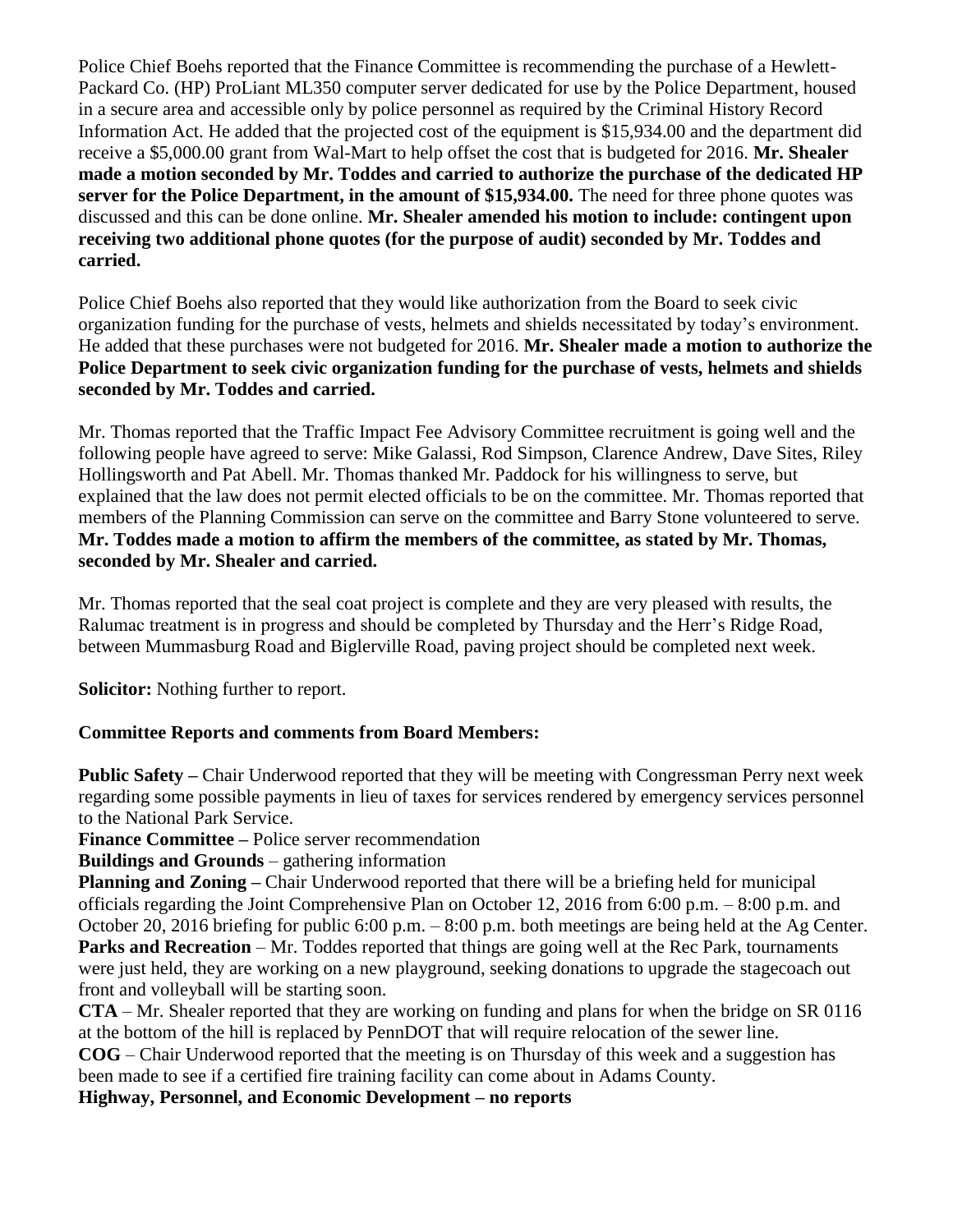Police Chief Boehs reported that the Finance Committee is recommending the purchase of a Hewlett-Packard Co. (HP) ProLiant ML350 computer server dedicated for use by the Police Department, housed in a secure area and accessible only by police personnel as required by the Criminal History Record Information Act. He added that the projected cost of the equipment is $15,934.00 and the department did receive a $5,000.00 grant from Wal-Mart to help offset the cost that is budgeted for 2016. **Mr. Shealer made a motion seconded by Mr. Toddes and carried to authorize the purchase of the dedicated HP server for the Police Department, in the amount of $15,934.00.** The need for three phone quotes was discussed and this can be done online. **Mr. Shealer amended his motion to include: contingent upon receiving two additional phone quotes (for the purpose of audit) seconded by Mr. Toddes and carried.**

Police Chief Boehs also reported that they would like authorization from the Board to seek civic organization funding for the purchase of vests, helmets and shields necessitated by today's environment. He added that these purchases were not budgeted for 2016. **Mr. Shealer made a motion to authorize the Police Department to seek civic organization funding for the purchase of vests, helmets and shields seconded by Mr. Toddes and carried.**

Mr. Thomas reported that the Traffic Impact Fee Advisory Committee recruitment is going well and the following people have agreed to serve: Mike Galassi, Rod Simpson, Clarence Andrew, Dave Sites, Riley Hollingsworth and Pat Abell. Mr. Thomas thanked Mr. Paddock for his willingness to serve, but explained that the law does not permit elected officials to be on the committee. Mr. Thomas reported that members of the Planning Commission can serve on the committee and Barry Stone volunteered to serve. **Mr. Toddes made a motion to affirm the members of the committee, as stated by Mr. Thomas, seconded by Mr. Shealer and carried.**

Mr. Thomas reported that the seal coat project is complete and they are very pleased with results, the Ralumac treatment is in progress and should be completed by Thursday and the Herr's Ridge Road, between Mummasburg Road and Biglerville Road, paving project should be completed next week.

**Solicitor:** Nothing further to report.

**Committee Reports and comments from Board Members:**

**Public Safety –** Chair Underwood reported that they will be meeting with Congressman Perry next week regarding some possible payments in lieu of taxes for services rendered by emergency services personnel to the National Park Service.

**Finance Committee –** Police server recommendation

**Buildings and Grounds** – gathering information

**Planning and Zoning –** Chair Underwood reported that there will be a briefing held for municipal officials regarding the Joint Comprehensive Plan on October 12, 2016 from 6:00 p.m. – 8:00 p.m. and October 20, 2016 briefing for public 6:00 p.m. – 8:00 p.m. both meetings are being held at the Ag Center.

**Parks and Recreation** – Mr. Toddes reported that things are going well at the Rec Park, tournaments were just held, they are working on a new playground, seeking donations to upgrade the stagecoach out front and volleyball will be starting soon.

**CTA** – Mr. Shealer reported that they are working on funding and plans for when the bridge on SR 0116 at the bottom of the hill is replaced by PennDOT that will require relocation of the sewer line.

**COG** – Chair Underwood reported that the meeting is on Thursday of this week and a suggestion has been made to see if a certified fire training facility can come about in Adams County.

**Highway, Personnel, and Economic Development – no reports**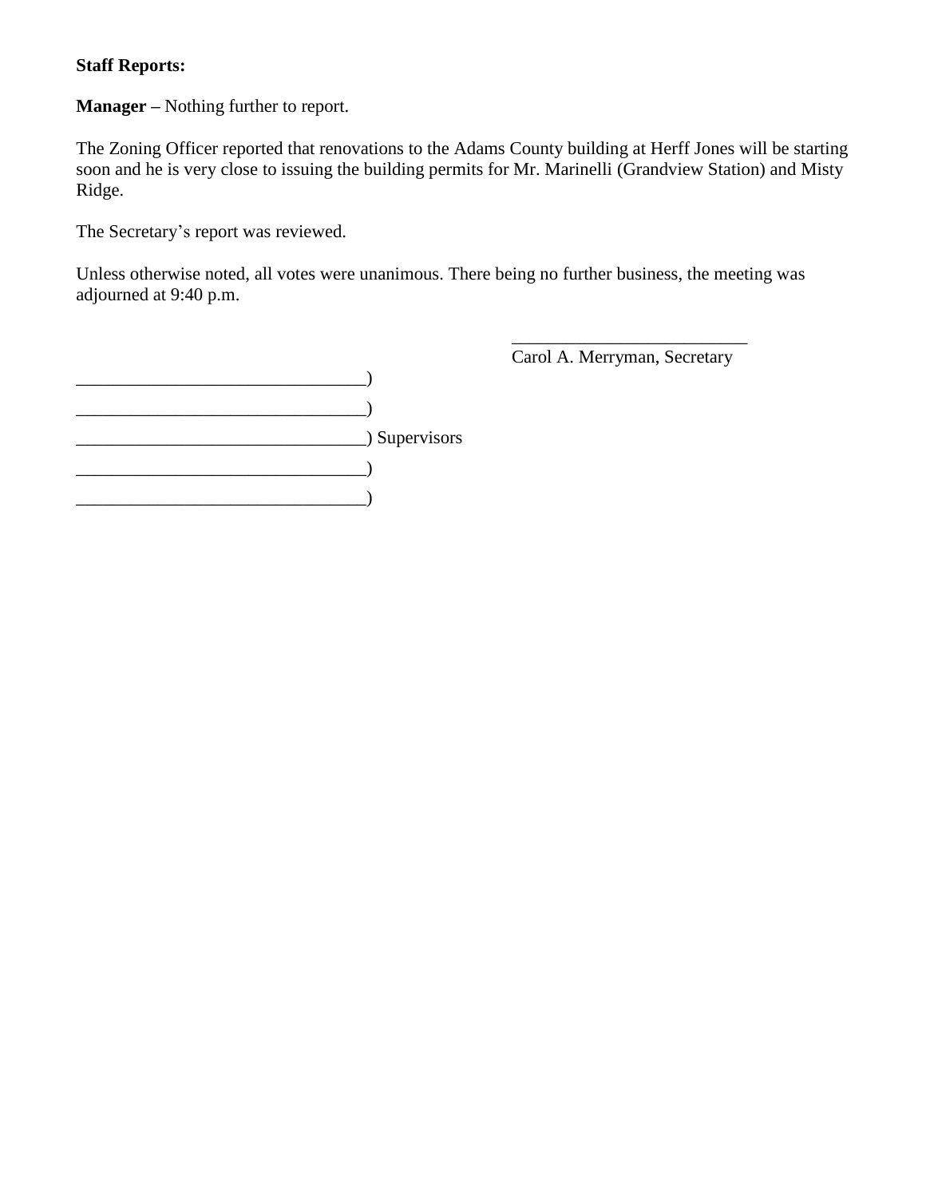**Staff Reports:**

**Manager –** Nothing further to report.

The Zoning Officer reported that renovations to the Adams County building at Herff Jones will be starting soon and he is very close to issuing the building permits for Mr. Marinelli (Grandview Station) and Misty Ridge.

The Secretary's report was reviewed.

Unless otherwise noted, all votes were unanimous. There being no further business, the meeting was adjourned at 9:40 p.m.

___________________________
Carol A. Merryman, Secretary

________________________________)
________________________________)
________________________________) Supervisors
________________________________)
________________________________)